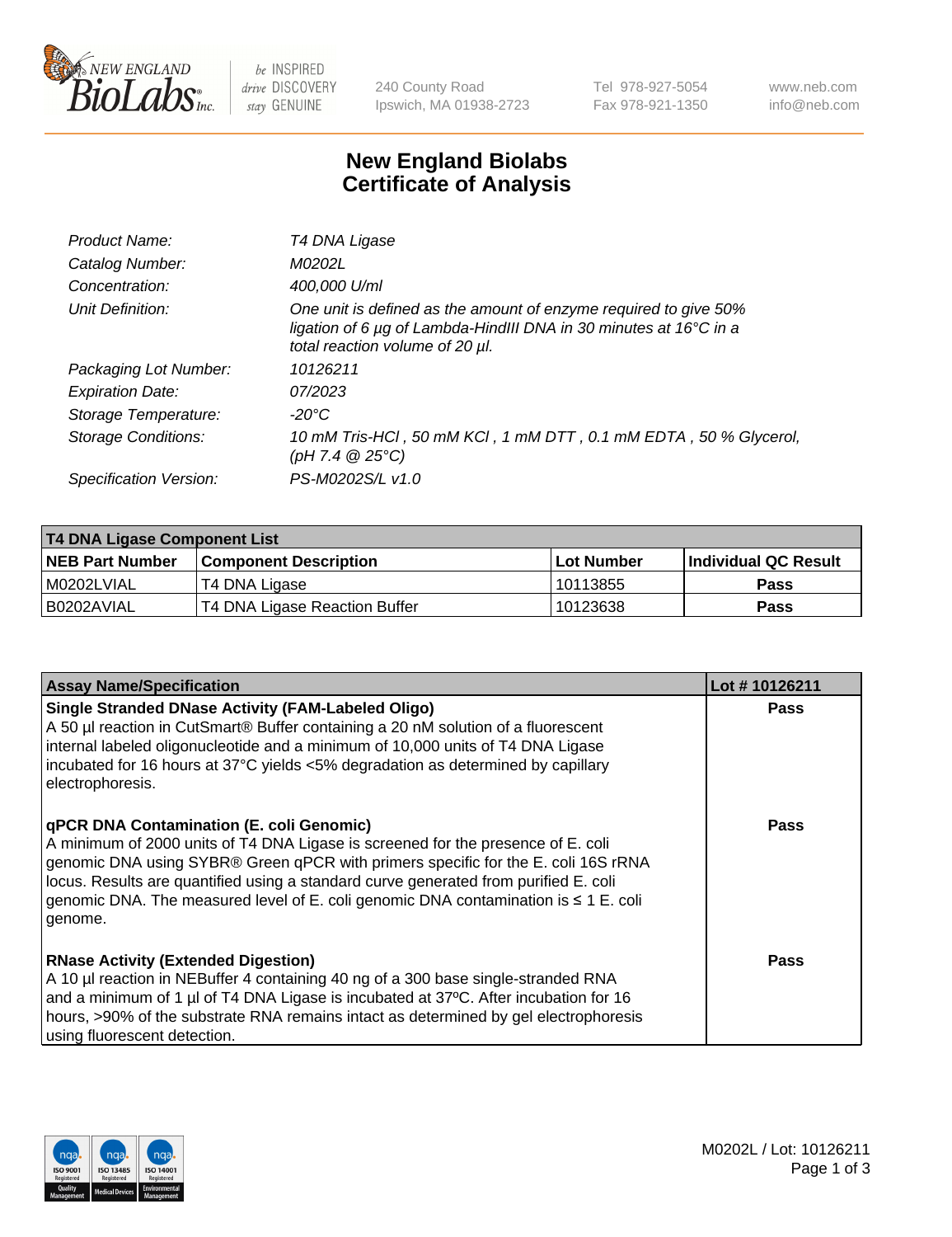NEW ENGLAND BioLabs Inc. — be INSPIRED drive DISCOVERY stay GENUINE

240 County Road
Ipswich, MA 01938-2723

Tel 978-927-5054
Fax 978-921-1350

www.neb.com
info@neb.com

# New England Biolabs Certificate of Analysis

| | |
|---|---|
| *Product Name:* | *T4 DNA Ligase* |
| *Catalog Number:* | *M0202L* |
| *Concentration:* | *400,000 U/ml* |
| *Unit Definition:* | *One unit is defined as the amount of enzyme required to give 50% ligation of 6 µg of Lambda-HindIII DNA in 30 minutes at 16°C in a total reaction volume of 20 µl.* |
| *Packaging Lot Number:* | *10126211* |
| *Expiration Date:* | *07/2023* |
| *Storage Temperature:* | *-20°C* |
| *Storage Conditions:* | *10 mM Tris-HCl , 50 mM KCl , 1 mM DTT , 0.1 mM EDTA , 50 % Glycerol, (pH 7.4 @ 25°C)* |
| *Specification Version:* | *PS-M0202S/L v1.0* |

**T4 DNA Ligase Component List**

| NEB Part Number | Component Description | Lot Number | Individual QC Result |
|---|---|---|---|
| M0202LVIAL | T4 DNA Ligase | 10113855 | Pass |
| B0202AVIAL | T4 DNA Ligase Reaction Buffer | 10123638 | Pass |

| Assay Name/Specification | Lot # 10126211 |
|---|---|
| **Single Stranded DNase Activity (FAM-Labeled Oligo)** A 50 µl reaction in CutSmart® Buffer containing a 20 nM solution of a fluorescent internal labeled oligonucleotide and a minimum of 10,000 units of T4 DNA Ligase incubated for 16 hours at 37°C yields <5% degradation as determined by capillary electrophoresis. | Pass |
| **qPCR DNA Contamination (E. coli Genomic)** A minimum of 2000 units of T4 DNA Ligase is screened for the presence of E. coli genomic DNA using SYBR® Green qPCR with primers specific for the E. coli 16S rRNA locus. Results are quantified using a standard curve generated from purified E. coli genomic DNA. The measured level of E. coli genomic DNA contamination is ≤ 1 E. coli genome. | Pass |
| **RNase Activity (Extended Digestion)** A 10 µl reaction in NEBuffer 4 containing 40 ng of a 300 base single-stranded RNA and a minimum of 1 µl of T4 DNA Ligase is incubated at 37ºC. After incubation for 16 hours, >90% of the substrate RNA remains intact as determined by gel electrophoresis using fluorescent detection. | Pass |

M0202L / Lot: 10126211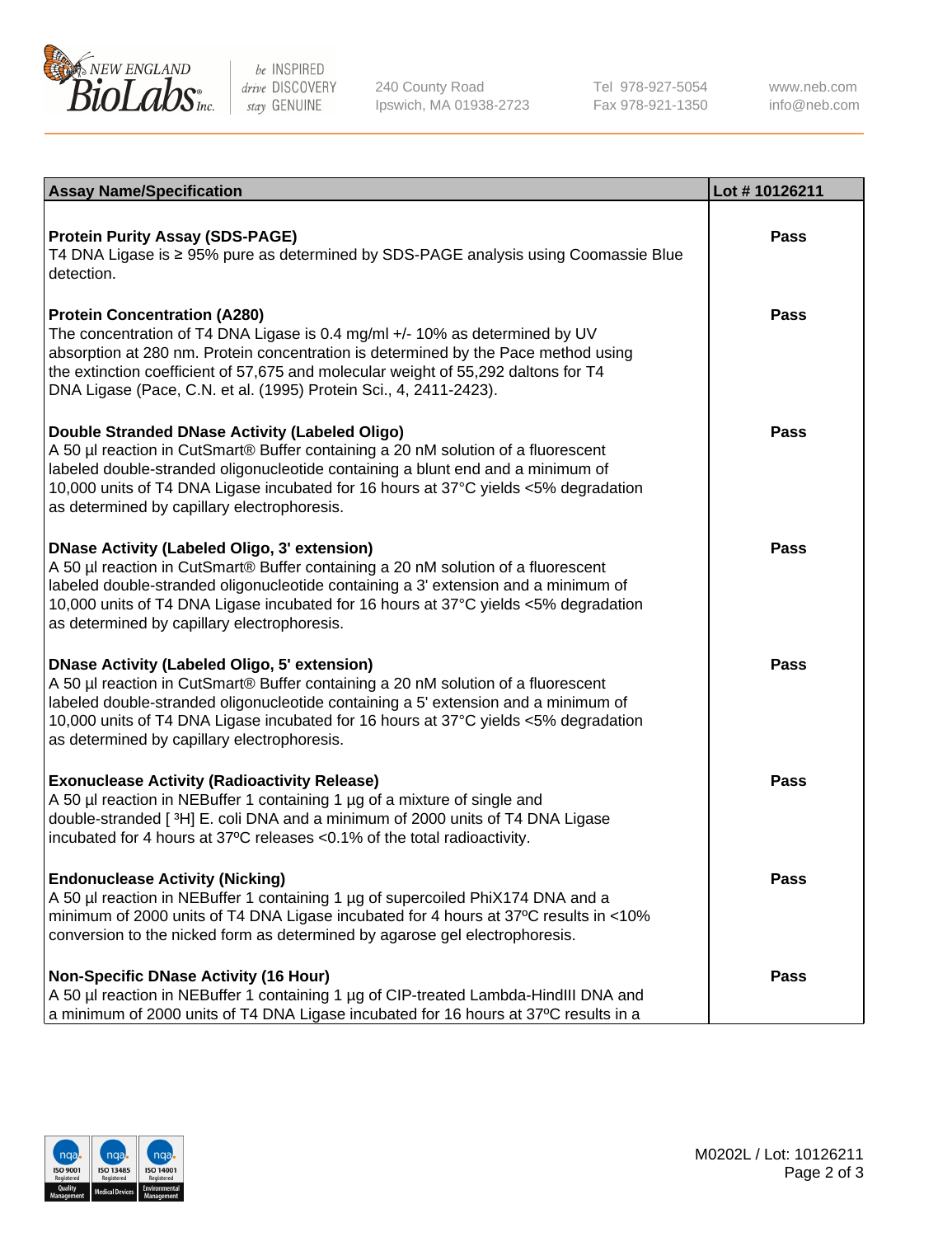| Assay Name/Specification | Lot # 10126211 |
|---|---|
| **Protein Purity Assay (SDS-PAGE)**<br>T4 DNA Ligase is ≥ 95% pure as determined by SDS-PAGE analysis using Coomassie Blue detection. | **Pass** |
| **Protein Concentration (A280)**<br>The concentration of T4 DNA Ligase is 0.4 mg/ml +/- 10% as determined by UV absorption at 280 nm. Protein concentration is determined by the Pace method using the extinction coefficient of 57,675 and molecular weight of 55,292 daltons for T4 DNA Ligase (Pace, C.N. et al. (1995) Protein Sci., 4, 2411-2423). | **Pass** |
| **Double Stranded DNase Activity (Labeled Oligo)**<br>A 50 µl reaction in CutSmart® Buffer containing a 20 nM solution of a fluorescent labeled double-stranded oligonucleotide containing a blunt end and a minimum of 10,000 units of T4 DNA Ligase incubated for 16 hours at 37°C yields <5% degradation as determined by capillary electrophoresis. | **Pass** |
| **DNase Activity (Labeled Oligo, 3' extension)**<br>A 50 µl reaction in CutSmart® Buffer containing a 20 nM solution of a fluorescent labeled double-stranded oligonucleotide containing a 3' extension and a minimum of 10,000 units of T4 DNA Ligase incubated for 16 hours at 37°C yields <5% degradation as determined by capillary electrophoresis. | **Pass** |
| **DNase Activity (Labeled Oligo, 5' extension)**<br>A 50 µl reaction in CutSmart® Buffer containing a 20 nM solution of a fluorescent labeled double-stranded oligonucleotide containing a 5' extension and a minimum of 10,000 units of T4 DNA Ligase incubated for 16 hours at 37°C yields <5% degradation as determined by capillary electrophoresis. | **Pass** |
| **Exonuclease Activity (Radioactivity Release)**<br>A 50 µl reaction in NEBuffer 1 containing 1 µg of a mixture of single and double-stranded [ $^{3}$H] E. coli DNA and a minimum of 2000 units of T4 DNA Ligase incubated for 4 hours at 37ºC releases <0.1% of the total radioactivity. | **Pass** |
| **Endonuclease Activity (Nicking)**<br>A 50 µl reaction in NEBuffer 1 containing 1 µg of supercoiled PhiX174 DNA and a minimum of 2000 units of T4 DNA Ligase incubated for 4 hours at 37ºC results in <10% conversion to the nicked form as determined by agarose gel electrophoresis. | **Pass** |
| **Non-Specific DNase Activity (16 Hour)**<br>A 50 µl reaction in NEBuffer 1 containing 1 µg of CIP-treated Lambda-HindIII DNA and a minimum of 2000 units of T4 DNA Ligase incubated for 16 hours at 37ºC results in a | **Pass** |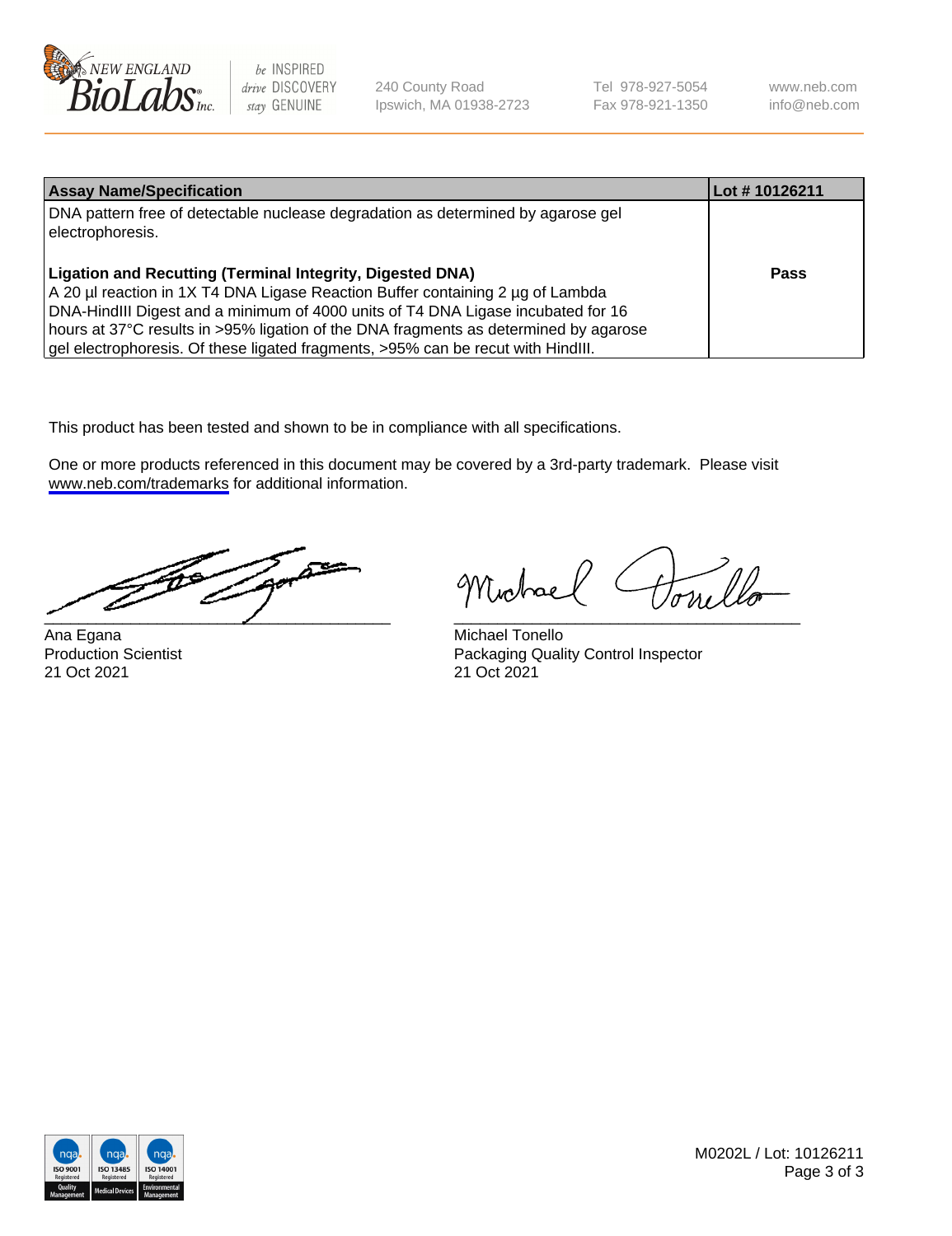| Assay Name/Specification | Lot # 10126211 |
| --- | --- |
| DNA pattern free of detectable nuclease degradation as determined by agarose gel electrophoresis. | |
| **Ligation and Recutting (Terminal Integrity, Digested DNA)** A 20 µl reaction in 1X T4 DNA Ligase Reaction Buffer containing 2 µg of Lambda DNA-HindIII Digest and a minimum of 4000 units of T4 DNA Ligase incubated for 16 hours at 37°C results in >95% ligation of the DNA fragments as determined by agarose gel electrophoresis. Of these ligated fragments, >95% can be recut with HindIII. | **Pass** |

This product has been tested and shown to be in compliance with all specifications.

One or more products referenced in this document may be covered by a 3rd-party trademark. Please visit www.neb.com/trademarks for additional information.

Ana Egana
Production Scientist
21 Oct 2021

Michael Tonello
Packaging Quality Control Inspector
21 Oct 2021

M0202L / Lot: 10126211